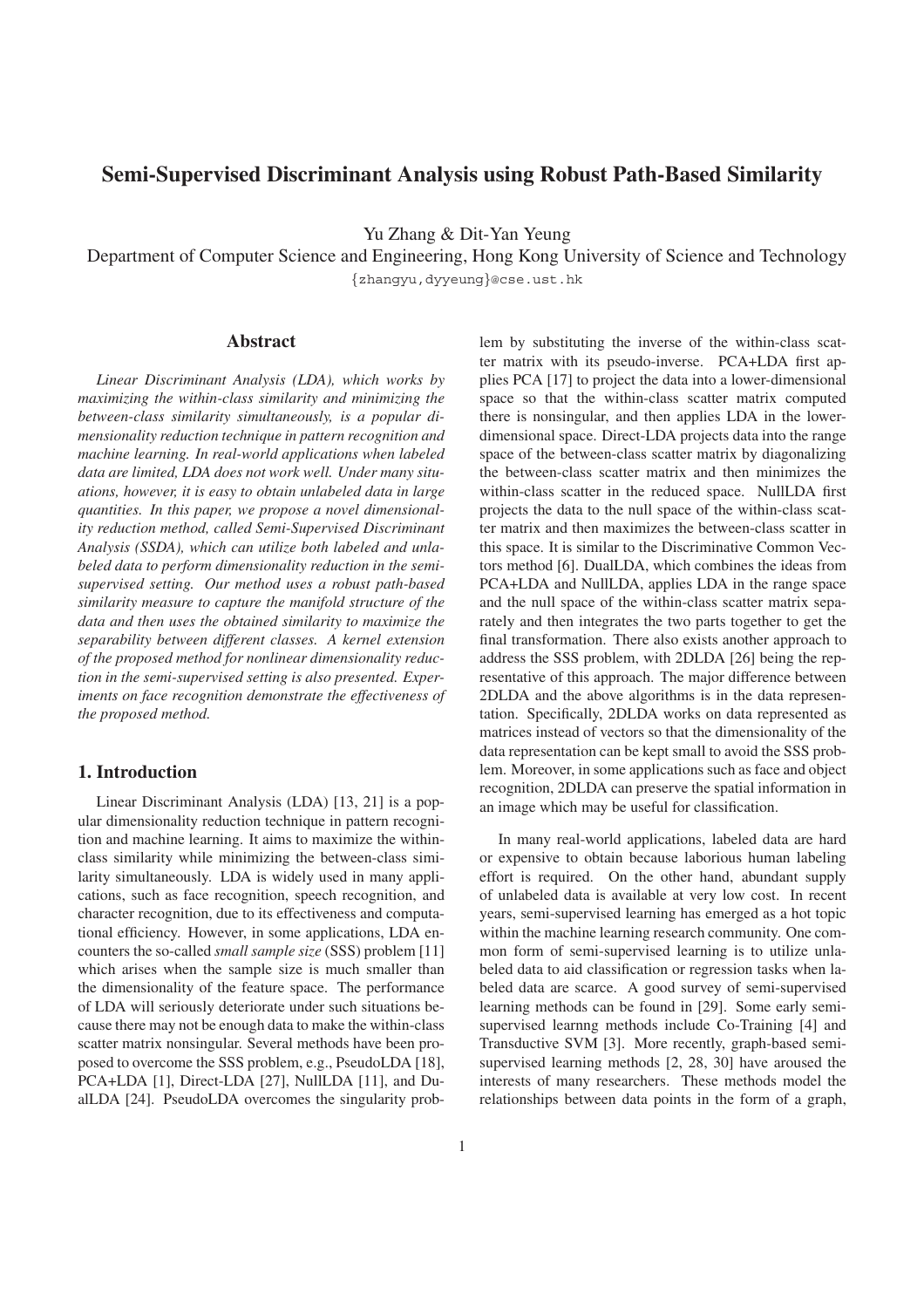# Semi-Supervised Discriminant Analysis using Robust Path-Based Similarity

Yu Zhang & Dit-Yan Yeung

Department of Computer Science and Engineering, Hong Kong University of Science and Technology

{zhangyu,dyyeung}@cse.ust.hk

## Abstract

*Linear Discriminant Analysis (LDA), which works by maximizing the within-class similarity and minimizing the between-class similarity simultaneously, is a popular dimensionality reduction technique in pattern recognition and machine learning. In real-world applications when labeled data are limited, LDA does not work well. Under many situations, however, it is easy to obtain unlabeled data in large quantities. In this paper, we propose a novel dimensionality reduction method, called Semi-Supervised Discriminant Analysis (SSDA), which can utilize both labeled and unlabeled data to perform dimensionality reduction in the semi-supervised setting. Our method uses a robust path-based similarity measure to capture the manifold structure of the data and then uses the obtained similarity to maximize the separability between different classes. A kernel extension of the proposed method for nonlinear dimensionality reduction in the semi-supervised setting is also presented. Experiments on face recognition demonstrate the effectiveness of the proposed method.*

## 1. Introduction

Linear Discriminant Analysis (LDA) [13, 21] is a popular dimensionality reduction technique in pattern recognition and machine learning. It aims to maximize the within-class similarity while minimizing the between-class similarity simultaneously. LDA is widely used in many applications, such as face recognition, speech recognition, and character recognition, due to its effectiveness and computational efficiency. However, in some applications, LDA encounters the so-called *small sample size* (SSS) problem [11] which arises when the sample size is much smaller than the dimensionality of the feature space. The performance of LDA will seriously deteriorate under such situations because there may not be enough data to make the within-class scatter matrix nonsingular. Several methods have been proposed to overcome the SSS problem, e.g., PseudoLDA [18], PCA+LDA [1], Direct-LDA [27], NullLDA [11], and DualLDA [24]. PseudoLDA overcomes the singularity problem by substituting the inverse of the within-class scatter matrix with its pseudo-inverse. PCA+LDA first applies PCA [17] to project the data into a lower-dimensional space so that the within-class scatter matrix computed there is nonsingular, and then applies LDA in the lower-dimensional space. Direct-LDA projects data into the range space of the between-class scatter matrix by diagonalizing the between-class scatter matrix and then minimizes the within-class scatter in the reduced space. NullLDA first projects the data to the null space of the within-class scatter matrix and then maximizes the between-class scatter in this space. It is similar to the Discriminative Common Vectors method [6]. DualLDA, which combines the ideas from PCA+LDA and NullLDA, applies LDA in the range space and the null space of the within-class scatter matrix separately and then integrates the two parts together to get the final transformation. There also exists another approach to address the SSS problem, with 2DLDA [26] being the representative of this approach. The major difference between 2DLDA and the above algorithms is in the data representation. Specifically, 2DLDA works on data represented as matrices instead of vectors so that the dimensionality of the data representation can be kept small to avoid the SSS problem. Moreover, in some applications such as face and object recognition, 2DLDA can preserve the spatial information in an image which may be useful for classification.

In many real-world applications, labeled data are hard or expensive to obtain because laborious human labeling effort is required. On the other hand, abundant supply of unlabeled data is available at very low cost. In recent years, semi-supervised learning has emerged as a hot topic within the machine learning research community. One common form of semi-supervised learning is to utilize unlabeled data to aid classification or regression tasks when labeled data are scarce. A good survey of semi-supervised learning methods can be found in [29]. Some early semi-supervised learnng methods include Co-Training [4] and Transductive SVM [3]. More recently, graph-based semi-supervised learning methods [2, 28, 30] have aroused the interests of many researchers. These methods model the relationships between data points in the form of a graph,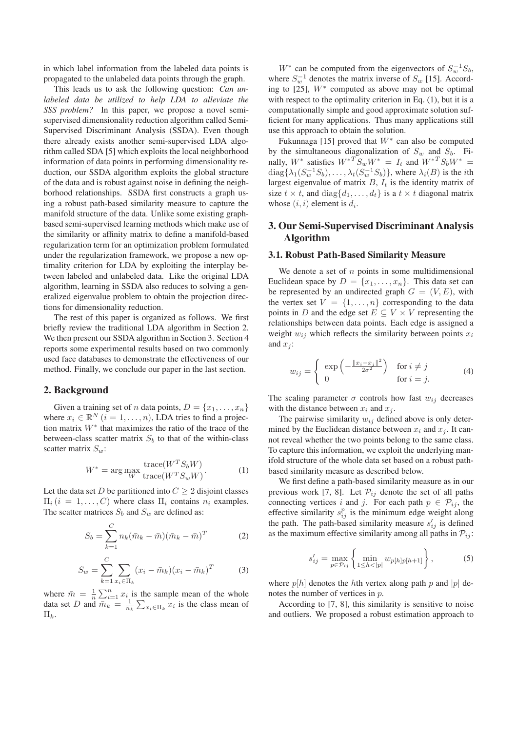in which label information from the labeled data points is propagated to the unlabeled data points through the graph.

This leads us to ask the following question: *Can unlabeled data be utilized to help LDA to alleviate the SSS problem?* In this paper, we propose a novel semi-supervised dimensionality reduction algorithm called Semi-Supervised Discriminant Analysis (SSDA). Even though there already exists another semi-supervised LDA algorithm called SDA [5] which exploits the local neighborhood information of data points in performing dimensionality reduction, our SSDA algorithm exploits the global structure of the data and is robust against noise in defining the neighborhood relationships. SSDA first constructs a graph using a robust path-based similarity measure to capture the manifold structure of the data. Unlike some existing graph-based semi-supervised learning methods which make use of the similarity or affinity matrix to define a manifold-based regularization term for an optimization problem formulated under the regularization framework, we propose a new optimality criterion for LDA by exploiting the interplay between labeled and unlabeled data. Like the original LDA algorithm, learning in SSDA also reduces to solving a generalized eigenvalue problem to obtain the projection directions for dimensionality reduction.

The rest of this paper is organized as follows. We first briefly review the traditional LDA algorithm in Section 2. We then present our SSDA algorithm in Section 3. Section 4 reports some experimental results based on two commonly used face databases to demonstrate the effectiveness of our method. Finally, we conclude our paper in the last section.

## 2. Background

Given a training set of $n$ data points, $D = \{x_1, \ldots, x_n\}$ where $x_i \in \mathbb{R}^N$ $(i = 1, \ldots, n)$, LDA tries to find a projection matrix $W^*$ that maximizes the ratio of the trace of the between-class scatter matrix $S_b$ to that of the within-class scatter matrix $S_w$:

$$W^* = \arg\max_W \frac{\text{trace}(W^T S_b W)}{\text{trace}(W^T S_w W)}. \tag{1}$$

Let the data set $D$ be partitioned into $C \geq 2$ disjoint classes $\Pi_i$ $(i = 1, \ldots, C)$ where class $\Pi_i$ contains $n_i$ examples. The scatter matrices $S_b$ and $S_w$ are defined as:

$$S_b = \sum_{k=1}^{C} n_k(\bar{m}_k - \bar{m})(\bar{m}_k - \bar{m})^T \tag{2}$$

$$S_w = \sum_{k=1}^{C} \sum_{x_i \in \Pi_k} (x_i - \bar{m}_k)(x_i - \bar{m}_k)^T \tag{3}$$

where $\bar{m} = \frac{1}{n}\sum_{i=1}^{n} x_i$ is the sample mean of the whole data set $D$ and $\bar{m}_k = \frac{1}{n_k}\sum_{x_i \in \Pi_k} x_i$ is the class mean of $\Pi_k$.

$W^*$ can be computed from the eigenvectors of $S_w^{-1} S_b$, where $S_w^{-1}$ denotes the matrix inverse of $S_w$ [15]. According to [25], $W^*$ computed as above may not be optimal with respect to the optimality criterion in Eq. (1), but it is a computationally simple and good approximate solution sufficient for many applications. Thus many applications still use this approach to obtain the solution.

Fukunnaga [15] proved that $W^*$ can also be computed by the simultaneous diagonalization of $S_w$ and $S_b$. Finally, $W^*$ satisfies ${W^*}^T S_w W^* = I_t$ and ${W^*}^T S_b W^* = \text{diag}\{\lambda_1(S_w^{-1}S_b), \ldots, \lambda_t(S_w^{-1}S_b)\}$, where $\lambda_i(B)$ is the $i$th largest eigenvalue of matrix $B$, $I_t$ is the identity matrix of size $t \times t$, and $\text{diag}\{d_1, \ldots, d_t\}$ is a $t \times t$ diagonal matrix whose $(i, i)$ element is $d_i$.

## 3. Our Semi-Supervised Discriminant Analysis Algorithm

### 3.1. Robust Path-Based Similarity Measure

We denote a set of $n$ points in some multidimensional Euclidean space by $D = \{x_1, \ldots, x_n\}$. This data set can be represented by an undirected graph $G = (V, E)$, with the vertex set $V = \{1, \ldots, n\}$ corresponding to the data points in $D$ and the edge set $E \subseteq V \times V$ representing the relationships between data points. Each edge is assigned a weight $w_{ij}$ which reflects the similarity between points $x_i$ and $x_j$:

$$w_{ij} = \begin{cases} \exp\left(-\frac{\|x_i - x_j\|^2}{2\sigma^2}\right) & \text{for } i \neq j \\ 0 & \text{for } i = j. \end{cases} \tag{4}$$

The scaling parameter $\sigma$ controls how fast $w_{ij}$ decreases with the distance between $x_i$ and $x_j$.

The pairwise similarity $w_{ij}$ defined above is only determined by the Euclidean distance between $x_i$ and $x_j$. It cannot reveal whether the two points belong to the same class. To capture this information, we exploit the underlying manifold structure of the whole data set based on a robust path-based similarity measure as described below.

We first define a path-based similarity measure as in our previous work [7, 8]. Let $\mathcal{P}_{ij}$ denote the set of all paths connecting vertices $i$ and $j$. For each path $p \in \mathcal{P}_{ij}$, the effective similarity $s_{ij}^p$ is the minimum edge weight along the path. The path-based similarity measure $s'_{ij}$ is defined as the maximum effective similarity among all paths in $\mathcal{P}_{ij}$:

$$s'_{ij} = \max_{p \in \mathcal{P}_{ij}} \left\{ \min_{1 \leq h < |p|} w_{p[h]p[h+1]} \right\}, \tag{5}$$

where $p[h]$ denotes the $h$th vertex along path $p$ and $|p|$ denotes the number of vertices in $p$.

According to [7, 8], this similarity is sensitive to noise and outliers. We proposed a robust estimation approach to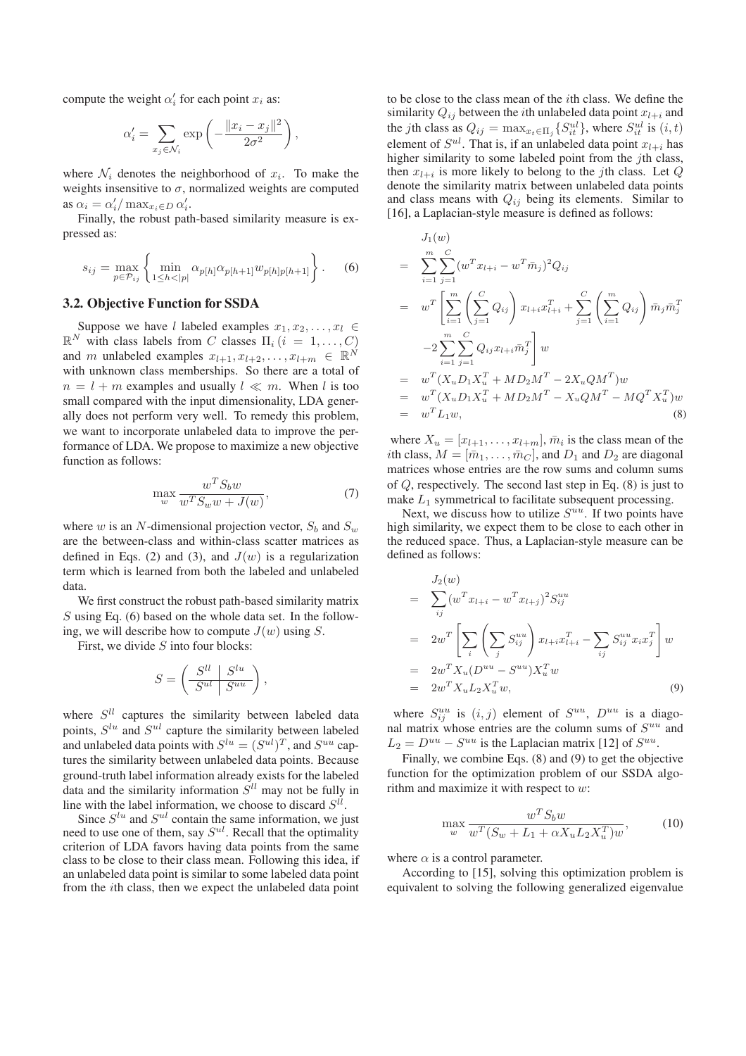compute the weight $\alpha_i'$ for each point $x_i$ as:

$$\alpha_i' = \sum_{x_j \in \mathcal{N}_i} \exp\left(-\frac{\|x_i - x_j\|^2}{2\sigma^2}\right),$$

where $\mathcal{N}_i$ denotes the neighborhood of $x_i$. To make the weights insensitive to $\sigma$, normalized weights are computed as $\alpha_i = \alpha_i' / \max_{x_i \in D} \alpha_i'$.

Finally, the robust path-based similarity measure is expressed as:

$$s_{ij} = \max_{p \in \mathcal{P}_{ij}} \left\{ \min_{1 \le h < |p|} \alpha_{p[h]} \alpha_{p[h+1]} w_{p[h]p[h+1]} \right\}. \quad (6)$$

### 3.2. Objective Function for SSDA

Suppose we have $l$ labeled examples $x_1, x_2, \ldots, x_l \in \mathbb{R}^N$ with class labels from $C$ classes $\Pi_i\,(i = 1, \ldots, C)$ and $m$ unlabeled examples $x_{l+1}, x_{l+2}, \ldots, x_{l+m} \in \mathbb{R}^N$ with unknown class memberships. So there are a total of $n = l + m$ examples and usually $l \ll m$. When $l$ is too small compared with the input dimensionality, LDA generally does not perform very well. To remedy this problem, we want to incorporate unlabeled data to improve the performance of LDA. We propose to maximize a new objective function as follows:

$$\max_w \frac{w^T S_b w}{w^T S_w w + J(w)}, \quad (7)$$

where $w$ is an $N$-dimensional projection vector, $S_b$ and $S_w$ are the between-class and within-class scatter matrices as defined in Eqs. (2) and (3), and $J(w)$ is a regularization term which is learned from both the labeled and unlabeled data.

We first construct the robust path-based similarity matrix $S$ using Eq. (6) based on the whole data set. In the following, we will describe how to compute $J(w)$ using $S$.

First, we divide $S$ into four blocks:

$$S = \left( \begin{array}{c|c} S^{ll} & S^{lu} \\ \hline S^{ul} & S^{uu} \end{array} \right),$$

where $S^{ll}$ captures the similarity between labeled data points, $S^{lu}$ and $S^{ul}$ capture the similarity between labeled and unlabeled data points with $S^{lu} = (S^{ul})^T$, and $S^{uu}$ captures the similarity between unlabeled data points. Because ground-truth label information already exists for the labeled data and the similarity information $S^{ll}$ may not be fully in line with the label information, we choose to discard $S^{ll}$.

Since $S^{lu}$ and $S^{ul}$ contain the same information, we just need to use one of them, say $S^{ul}$. Recall that the optimality criterion of LDA favors having data points from the same class to be close to their class mean. Following this idea, if an unlabeled data point is similar to some labeled data point from the $i$th class, then we expect the unlabeled data point to be close to the class mean of the $i$th class. We define the similarity $Q_{ij}$ between the $i$th unlabeled data point $x_{l+i}$ and the $j$th class as $Q_{ij} = \max_{x_t \in \Pi_j} \{S_{it}^{ul}\}$, where $S_{it}^{ul}$ is $(i,t)$ element of $S^{ul}$. That is, if an unlabeled data point $x_{l+i}$ has higher similarity to some labeled point from the $j$th class, then $x_{l+i}$ is more likely to belong to the $j$th class. Let $Q$ denote the similarity matrix between unlabeled data points and class means with $Q_{ij}$ being its elements. Similar to [16], a Laplacian-style measure is defined as follows:

$$\begin{aligned}
& J_1(w) \\
= \;& \sum_{i=1}^{m} \sum_{j=1}^{C} (w^T x_{l+i} - w^T \bar{m}_j)^2 Q_{ij} \\
= \;& w^T \left[ \sum_{i=1}^{m} \left( \sum_{j=1}^{C} Q_{ij} \right) x_{l+i} x_{l+i}^T + \sum_{j=1}^{C} \left( \sum_{i=1}^{m} Q_{ij} \right) \bar{m}_j \bar{m}_j^T \right. \\
& \left. -2 \sum_{i=1}^{m} \sum_{j=1}^{C} Q_{ij} x_{l+i} \bar{m}_j^T \right] w \\
= \;& w^T (X_u D_1 X_u^T + M D_2 M^T - 2 X_u Q M^T) w \\
= \;& w^T (X_u D_1 X_u^T + M D_2 M^T - X_u Q M^T - M Q^T X_u^T) w \\
= \;& w^T L_1 w, \quad (8)
\end{aligned}$$

where $X_u = [x_{l+1}, \ldots, x_{l+m}]$, $\bar{m}_i$ is the class mean of the $i$th class, $M = [\bar{m}_1, \ldots, \bar{m}_C]$, and $D_1$ and $D_2$ are diagonal matrices whose entries are the row sums and column sums of $Q$, respectively. The second last step in Eq. (8) is just to make $L_1$ symmetrical to facilitate subsequent processing.

Next, we discuss how to utilize $S^{uu}$. If two points have high similarity, we expect them to be close to each other in the reduced space. Thus, a Laplacian-style measure can be defined as follows:

$$\begin{aligned}
& J_2(w) \\
= \;& \sum_{ij} (w^T x_{l+i} - w^T x_{l+j})^2 S_{ij}^{uu} \\
= \;& 2 w^T \left[ \sum_i \left( \sum_j S_{ij}^{uu} \right) x_{l+i} x_{l+i}^T - \sum_{ij} S_{ij}^{uu} x_i x_j^T \right] w \\
= \;& 2 w^T X_u (D^{uu} - S^{uu}) X_u^T w \\
= \;& 2 w^T X_u L_2 X_u^T w, \quad (9)
\end{aligned}$$

where $S_{ij}^{uu}$ is $(i,j)$ element of $S^{uu}$, $D^{uu}$ is a diagonal matrix whose entries are the column sums of $S^{uu}$ and $L_2 = D^{uu} - S^{uu}$ is the Laplacian matrix [12] of $S^{uu}$.

Finally, we combine Eqs. (8) and (9) to get the objective function for the optimization problem of our SSDA algorithm and maximize it with respect to $w$:

$$\max_w \frac{w^T S_b w}{w^T (S_w + L_1 + \alpha X_u L_2 X_u^T) w}, \quad (10)$$

where $\alpha$ is a control parameter.

According to [15], solving this optimization problem is equivalent to solving the following generalized eigenvalue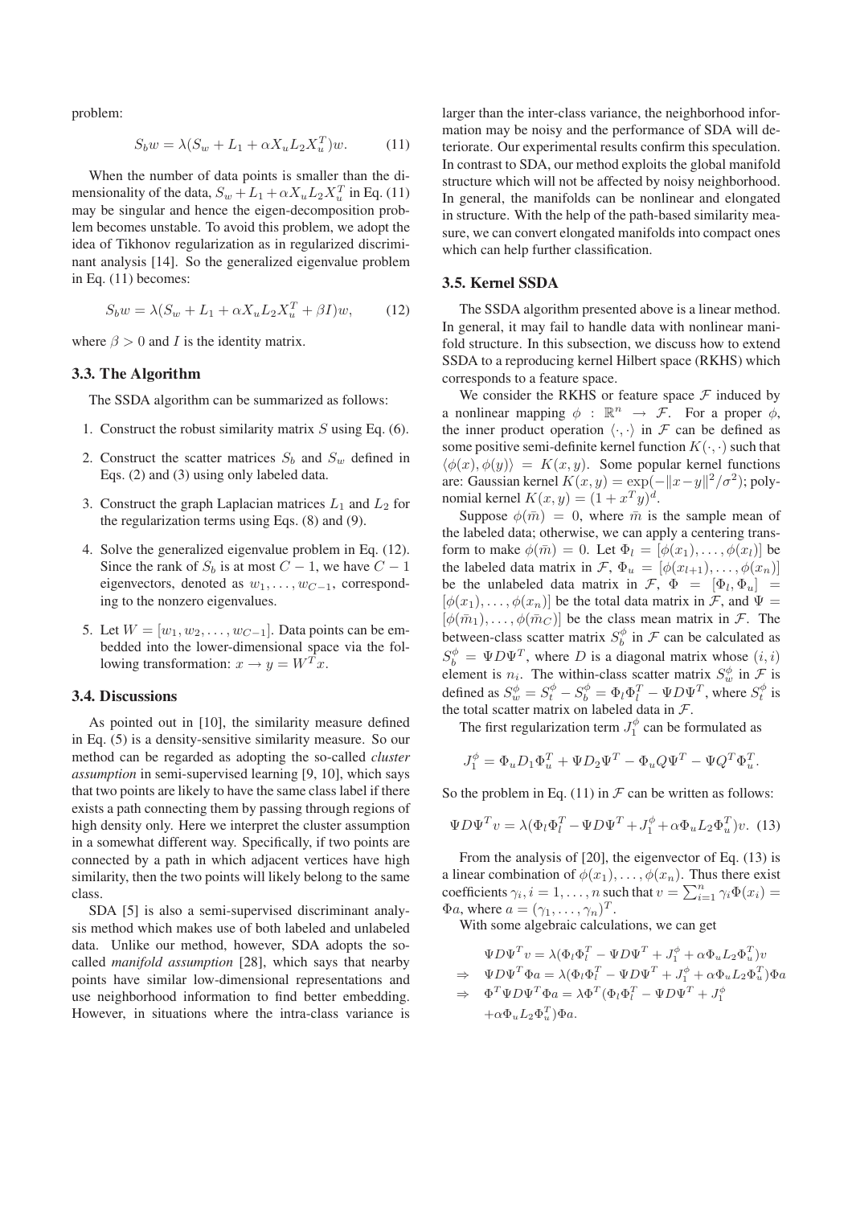problem:

$$S_b w = \lambda(S_w + L_1 + \alpha X_u L_2 X_u^T)w. \quad (11)$$

When the number of data points is smaller than the dimensionality of the data, $S_w + L_1 + \alpha X_u L_2 X_u^T$ in Eq. (11) may be singular and hence the eigen-decomposition problem becomes unstable. To avoid this problem, we adopt the idea of Tikhonov regularization as in regularized discriminant analysis [14]. So the generalized eigenvalue problem in Eq. (11) becomes:

$$S_b w = \lambda(S_w + L_1 + \alpha X_u L_2 X_u^T + \beta I)w, \quad (12)$$

where $\beta > 0$ and $I$ is the identity matrix.

### 3.3. The Algorithm

The SSDA algorithm can be summarized as follows:

1. Construct the robust similarity matrix $S$ using Eq. (6).
2. Construct the scatter matrices $S_b$ and $S_w$ defined in Eqs. (2) and (3) using only labeled data.
3. Construct the graph Laplacian matrices $L_1$ and $L_2$ for the regularization terms using Eqs. (8) and (9).
4. Solve the generalized eigenvalue problem in Eq. (12). Since the rank of $S_b$ is at most $C-1$, we have $C-1$ eigenvectors, denoted as $w_1, \ldots, w_{C-1}$, corresponding to the nonzero eigenvalues.
5. Let $W = [w_1, w_2, \ldots, w_{C-1}]$. Data points can be embedded into the lower-dimensional space via the following transformation: $x \to y = W^T x$.

### 3.4. Discussions

As pointed out in [10], the similarity measure defined in Eq. (5) is a density-sensitive similarity measure. So our method can be regarded as adopting the so-called *cluster assumption* in semi-supervised learning [9, 10], which says that two points are likely to have the same class label if there exists a path connecting them by passing through regions of high density only. Here we interpret the cluster assumption in a somewhat different way. Specifically, if two points are connected by a path in which adjacent vertices have high similarity, then the two points will likely belong to the same class.

SDA [5] is also a semi-supervised discriminant analysis method which makes use of both labeled and unlabeled data. Unlike our method, however, SDA adopts the so-called *manifold assumption* [28], which says that nearby points have similar low-dimensional representations and use neighborhood information to find better embedding. However, in situations where the intra-class variance is larger than the inter-class variance, the neighborhood information may be noisy and the performance of SDA will deteriorate. Our experimental results confirm this speculation. In contrast to SDA, our method exploits the global manifold structure which will not be affected by noisy neighborhood. In general, the manifolds can be nonlinear and elongated in structure. With the help of the path-based similarity measure, we can convert elongated manifolds into compact ones which can help further classification.

### 3.5. Kernel SSDA

The SSDA algorithm presented above is a linear method. In general, it may fail to handle data with nonlinear manifold structure. In this subsection, we discuss how to extend SSDA to a reproducing kernel Hilbert space (RKHS) which corresponds to a feature space.

We consider the RKHS or feature space $\mathcal{F}$ induced by a nonlinear mapping $\phi : \mathbb{R}^n \to \mathcal{F}$. For a proper $\phi$, the inner product operation $\langle \cdot, \cdot \rangle$ in $\mathcal{F}$ can be defined as some positive semi-definite kernel function $K(\cdot, \cdot)$ such that $\langle \phi(x), \phi(y) \rangle = K(x, y)$. Some popular kernel functions are: Gaussian kernel $K(x, y) = \exp(-\|x-y\|^2/\sigma^2)$; polynomial kernel $K(x, y) = (1 + x^T y)^d$.

Suppose $\phi(\bar{m}) = 0$, where $\bar{m}$ is the sample mean of the labeled data; otherwise, we can apply a centering transform to make $\phi(\bar{m}) = 0$. Let $\Phi_l = [\phi(x_1), \ldots, \phi(x_l)]$ be the labeled data matrix in $\mathcal{F}$, $\Phi_u = [\phi(x_{l+1}), \ldots, \phi(x_n)]$ be the unlabeled data matrix in $\mathcal{F}$, $\Phi = [\Phi_l, \Phi_u] = [\phi(x_1), \ldots, \phi(x_n)]$ be the total data matrix in $\mathcal{F}$, and $\Psi = [\phi(\bar{m}_1), \ldots, \phi(\bar{m}_C)]$ be the class mean matrix in $\mathcal{F}$. The between-class scatter matrix $S_b^\phi$ in $\mathcal{F}$ can be calculated as $S_b^\phi = \Psi D \Psi^T$, where $D$ is a diagonal matrix whose $(i, i)$ element is $n_i$. The within-class scatter matrix $S_w^\phi$ in $\mathcal{F}$ is defined as $S_w^\phi = S_t^\phi - S_b^\phi = \Phi_l \Phi_l^T - \Psi D \Psi^T$, where $S_t^\phi$ is the total scatter matrix on labeled data in $\mathcal{F}$.

The first regularization term $J_1^\phi$ can be formulated as

$$J_1^\phi = \Phi_u D_1 \Phi_u^T + \Psi D_2 \Psi^T - \Phi_u Q \Psi^T - \Psi Q^T \Phi_u^T.$$

So the problem in Eq. (11) in $\mathcal{F}$ can be written as follows:

$$\Psi D \Psi^T v = \lambda(\Phi_l \Phi_l^T - \Psi D \Psi^T + J_1^\phi + \alpha \Phi_u L_2 \Phi_u^T)v. \quad (13)$$

From the analysis of [20], the eigenvector of Eq. (13) is a linear combination of $\phi(x_1), \ldots, \phi(x_n)$. Thus there exist coefficients $\gamma_i, i = 1, \ldots, n$ such that $v = \sum_{i=1}^n \gamma_i \Phi(x_i) = \Phi a$, where $a = (\gamma_1, \ldots, \gamma_n)^T$.

With some algebraic calculations, we can get

$$\begin{aligned}
& \Psi D \Psi^T v = \lambda(\Phi_l \Phi_l^T - \Psi D \Psi^T + J_1^\phi + \alpha \Phi_u L_2 \Phi_u^T)v \\
\Rightarrow\ & \Psi D \Psi^T \Phi a = \lambda(\Phi_l \Phi_l^T - \Psi D \Psi^T + J_1^\phi + \alpha \Phi_u L_2 \Phi_u^T)\Phi a \\
\Rightarrow\ & \Phi^T \Psi D \Psi^T \Phi a = \lambda \Phi^T (\Phi_l \Phi_l^T - \Psi D \Psi^T + J_1^\phi \\
& + \alpha \Phi_u L_2 \Phi_u^T)\Phi a.
\end{aligned}$$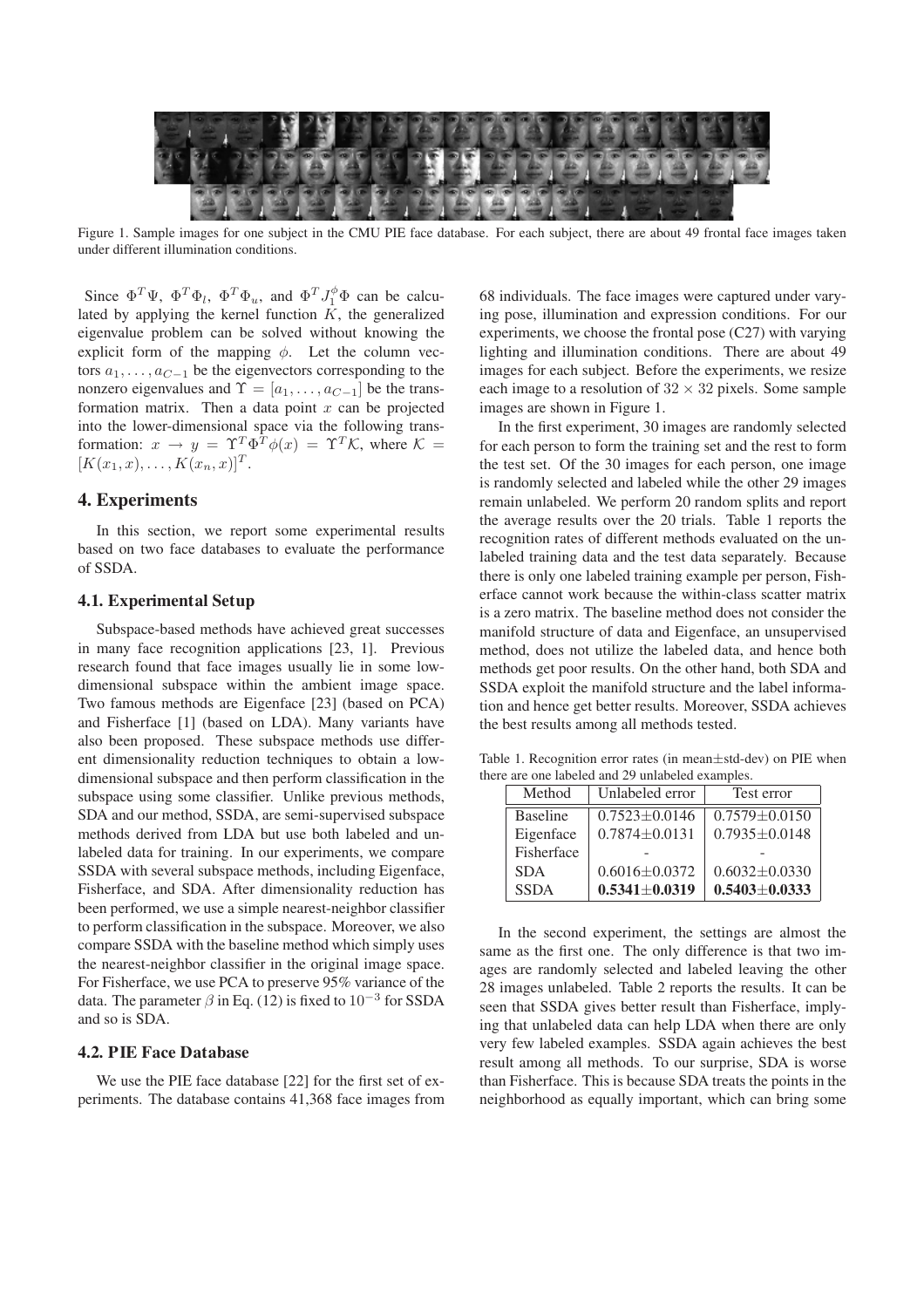Figure 1. Sample images for one subject in the CMU PIE face database. For each subject, there are about 49 frontal face images taken under different illumination conditions.

Since $\Phi^T\Psi$, $\Phi^T\Phi_l$, $\Phi^T\Phi_u$, and $\Phi^T J_1^\phi \Phi$ can be calculated by applying the kernel function $K$, the generalized eigenvalue problem can be solved without knowing the explicit form of the mapping $\phi$. Let the column vectors $a_1, \ldots, a_{C-1}$ be the eigenvectors corresponding to the nonzero eigenvalues and $\Upsilon = [a_1, \ldots, a_{C-1}]$ be the transformation matrix. Then a data point $x$ can be projected into the lower-dimensional space via the following transformation: $x \to y = \Upsilon^T \Phi^T \phi(x) = \Upsilon^T \mathcal{K}$, where $\mathcal{K} = [K(x_1, x), \ldots, K(x_n, x)]^T$.

## 4. Experiments

In this section, we report some experimental results based on two face databases to evaluate the performance of SSDA.

### 4.1. Experimental Setup

Subspace-based methods have achieved great successes in many face recognition applications [23, 1]. Previous research found that face images usually lie in some low-dimensional subspace within the ambient image space. Two famous methods are Eigenface [23] (based on PCA) and Fisherface [1] (based on LDA). Many variants have also been proposed. These subspace methods use different dimensionality reduction techniques to obtain a low-dimensional subspace and then perform classification in the subspace using some classifier. Unlike previous methods, SDA and our method, SSDA, are semi-supervised subspace methods derived from LDA but use both labeled and unlabeled data for training. In our experiments, we compare SSDA with several subspace methods, including Eigenface, Fisherface, and SDA. After dimensionality reduction has been performed, we use a simple nearest-neighbor classifier to perform classification in the subspace. Moreover, we also compare SSDA with the baseline method which simply uses the nearest-neighbor classifier in the original image space. For Fisherface, we use PCA to preserve 95% variance of the data. The parameter $\beta$ in Eq. (12) is fixed to $10^{-3}$ for SSDA and so is SDA.

### 4.2. PIE Face Database

We use the PIE face database [22] for the first set of experiments. The database contains 41,368 face images from 68 individuals. The face images were captured under varying pose, illumination and expression conditions. For our experiments, we choose the frontal pose (C27) with varying lighting and illumination conditions. There are about 49 images for each subject. Before the experiments, we resize each image to a resolution of $32 \times 32$ pixels. Some sample images are shown in Figure 1.

In the first experiment, 30 images are randomly selected for each person to form the training set and the rest to form the test set. Of the 30 images for each person, one image is randomly selected and labeled while the other 29 images remain unlabeled. We perform 20 random splits and report the average results over the 20 trials. Table 1 reports the recognition rates of different methods evaluated on the unlabeled training data and the test data separately. Because there is only one labeled training example per person, Fisherface cannot work because the within-class scatter matrix is a zero matrix. The baseline method does not consider the manifold structure of data and Eigenface, an unsupervised method, does not utilize the labeled data, and hence both methods get poor results. On the other hand, both SDA and SSDA exploit the manifold structure and the label information and hence get better results. Moreover, SSDA achieves the best results among all methods tested.

Table 1. Recognition error rates (in mean±std-dev) on PIE when there are one labeled and 29 unlabeled examples.

| Method | Unlabeled error | Test error |
|---|---|---|
| Baseline | 0.7523±0.0146 | 0.7579±0.0150 |
| Eigenface | 0.7874±0.0131 | 0.7935±0.0148 |
| Fisherface | - | - |
| SDA | 0.6016±0.0372 | 0.6032±0.0330 |
| SSDA | **0.5341±0.0319** | **0.5403±0.0333** |

In the second experiment, the settings are almost the same as the first one. The only difference is that two images are randomly selected and labeled leaving the other 28 images unlabeled. Table 2 reports the results. It can be seen that SSDA gives better result than Fisherface, implying that unlabeled data can help LDA when there are only very few labeled examples. SSDA again achieves the best result among all methods. To our surprise, SDA is worse than Fisherface. This is because SDA treats the points in the neighborhood as equally important, which can bring some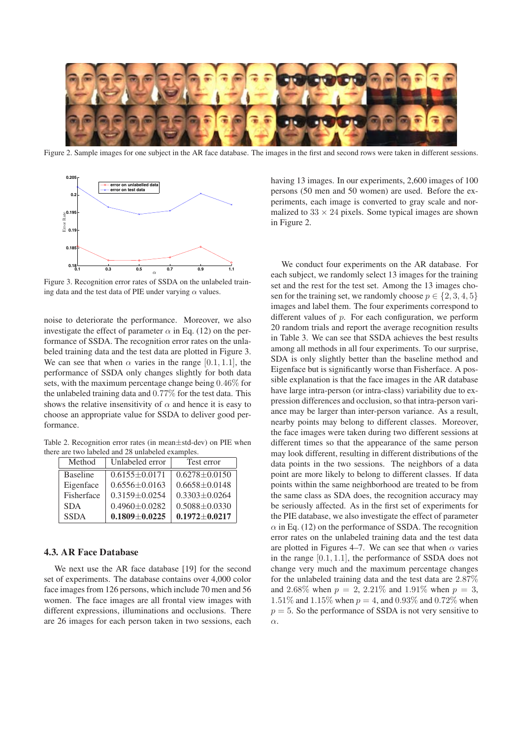Figure 2. Sample images for one subject in the AR face database. The images in the first and second rows were taken in different sessions.

Figure 3. Recognition error rates of SSDA on the unlabeled training data and the test data of PIE under varying $\alpha$ values.

noise to deteriorate the performance. Moreover, we also investigate the effect of parameter $\alpha$ in Eq. (12) on the performance of SSDA. The recognition error rates on the unlabeled training data and the test data are plotted in Figure 3. We can see that when $\alpha$ varies in the range $[0.1, 1.1]$, the performance of SSDA only changes slightly for both data sets, with the maximum percentage change being $0.46\%$ for the unlabeled training data and $0.77\%$ for the test data. This shows the relative insensitivity of $\alpha$ and hence it is easy to choose an appropriate value for SSDA to deliver good performance.

Table 2. Recognition error rates (in mean±std-dev) on PIE when there are two labeled and 28 unlabeled examples.

| Method | Unlabeled error | Test error |
|---|---|---|
| Baseline | 0.6155±0.0171 | 0.6278±0.0150 |
| Eigenface | 0.6556±0.0163 | 0.6658±0.0148 |
| Fisherface | 0.3159±0.0254 | 0.3303±0.0264 |
| SDA | 0.4960±0.0282 | 0.5088±0.0330 |
| SSDA | **0.1809±0.0225** | **0.1972±0.0217** |

### 4.3. AR Face Database

We next use the AR face database [19] for the second set of experiments. The database contains over 4,000 color face images from 126 persons, which include 70 men and 56 women. The face images are all frontal view images with different expressions, illuminations and occlusions. There are 26 images for each person taken in two sessions, each having 13 images. In our experiments, 2,600 images of 100 persons (50 men and 50 women) are used. Before the experiments, each image is converted to gray scale and normalized to $33 \times 24$ pixels. Some typical images are shown in Figure 2.

We conduct four experiments on the AR database. For each subject, we randomly select 13 images for the training set and the rest for the test set. Among the 13 images chosen for the training set, we randomly choose $p \in \{2, 3, 4, 5\}$ images and label them. The four experiments correspond to different values of $p$. For each configuration, we perform 20 random trials and report the average recognition results in Table 3. We can see that SSDA achieves the best results among all methods in all four experiments. To our surprise, SDA is only slightly better than the baseline method and Eigenface but is significantly worse than Fisherface. A possible explanation is that the face images in the AR database have large intra-person (or intra-class) variability due to expression differences and occlusion, so that intra-person variance may be larger than inter-person variance. As a result, nearby points may belong to different classes. Moreover, the face images were taken during two different sessions at different times so that the appearance of the same person may look different, resulting in different distributions of the data points in the two sessions. The neighbors of a data point are more likely to belong to different classes. If data points within the same neighborhood are treated to be from the same class as SDA does, the recognition accuracy may be seriously affected. As in the first set of experiments for the PIE database, we also investigate the effect of parameter $\alpha$ in Eq. (12) on the performance of SSDA. The recognition error rates on the unlabeled training data and the test data are plotted in Figures 4–7. We can see that when $\alpha$ varies in the range $[0.1, 1.1]$, the performance of SSDA does not change very much and the maximum percentage changes for the unlabeled training data and the test data are $2.87\%$ and $2.68\%$ when $p = 2$, $2.21\%$ and $1.91\%$ when $p = 3$, $1.51\%$ and $1.15\%$ when $p = 4$, and $0.93\%$ and $0.72\%$ when $p = 5$. So the performance of SSDA is not very sensitive to $\alpha$.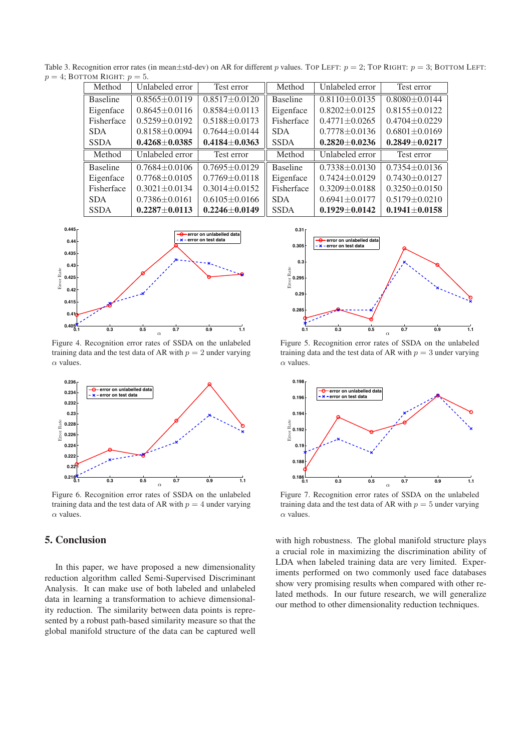Table 3. Recognition error rates (in mean±std-dev) on AR for different $p$ values. TOP LEFT: $p = 2$; TOP RIGHT: $p = 3$; BOTTOM LEFT: $p = 4$; BOTTOM RIGHT: $p = 5$.

| Method | Unlabeled error | Test error | Method | Unlabeled error | Test error |
|---|---|---|---|---|---|
| Baseline | 0.8565±0.0119 | 0.8517±0.0120 | Baseline | 0.8110±0.0135 | 0.8080±0.0144 |
| Eigenface | 0.8645±0.0116 | 0.8584±0.0113 | Eigenface | 0.8202±0.0125 | 0.8155±0.0122 |
| Fisherface | 0.5259±0.0192 | 0.5188±0.0173 | Fisherface | 0.4771±0.0265 | 0.4704±0.0229 |
| SDA | 0.8158±0.0094 | 0.7644±0.0144 | SDA | 0.7778±0.0136 | 0.6801±0.0169 |
| SSDA | **0.4268±0.0385** | **0.4184±0.0363** | SSDA | **0.2820±0.0236** | **0.2849±0.0217** |
| Method | Unlabeled error | Test error | Method | Unlabeled error | Test error |
| Baseline | 0.7684±0.0106 | 0.7695±0.0129 | Baseline | 0.7338±0.0130 | 0.7354±0.0136 |
| Eigenface | 0.7768±0.0105 | 0.7769±0.0118 | Eigenface | 0.7424±0.0129 | 0.7430±0.0127 |
| Fisherface | 0.3021±0.0134 | 0.3014±0.0152 | Fisherface | 0.3209±0.0188 | 0.3250±0.0150 |
| SDA | 0.7386±0.0161 | 0.6105±0.0166 | SDA | 0.6941±0.0177 | 0.5179±0.0210 |
| SSDA | **0.2287±0.0113** | **0.2246±0.0149** | SSDA | **0.1929±0.0142** | **0.1941±0.0158** |

Figure 4. Recognition error rates of SSDA on the unlabeled training data and the test data of AR with $p = 2$ under varying $\alpha$ values.

Figure 5. Recognition error rates of SSDA on the unlabeled training data and the test data of AR with $p = 3$ under varying $\alpha$ values.

Figure 6. Recognition error rates of SSDA on the unlabeled training data and the test data of AR with $p = 4$ under varying $\alpha$ values.

Figure 7. Recognition error rates of SSDA on the unlabeled training data and the test data of AR with $p = 5$ under varying $\alpha$ values.

## 5. Conclusion

In this paper, we have proposed a new dimensionality reduction algorithm called Semi-Supervised Discriminant Analysis. It can make use of both labeled and unlabeled data in learning a transformation to achieve dimensionality reduction. The similarity between data points is represented by a robust path-based similarity measure so that the global manifold structure of the data can be captured well with high robustness. The global manifold structure plays a crucial role in maximizing the discrimination ability of LDA when labeled training data are very limited. Experiments performed on two commonly used face databases show very promising results when compared with other related methods. In our future research, we will generalize our method to other dimensionality reduction techniques.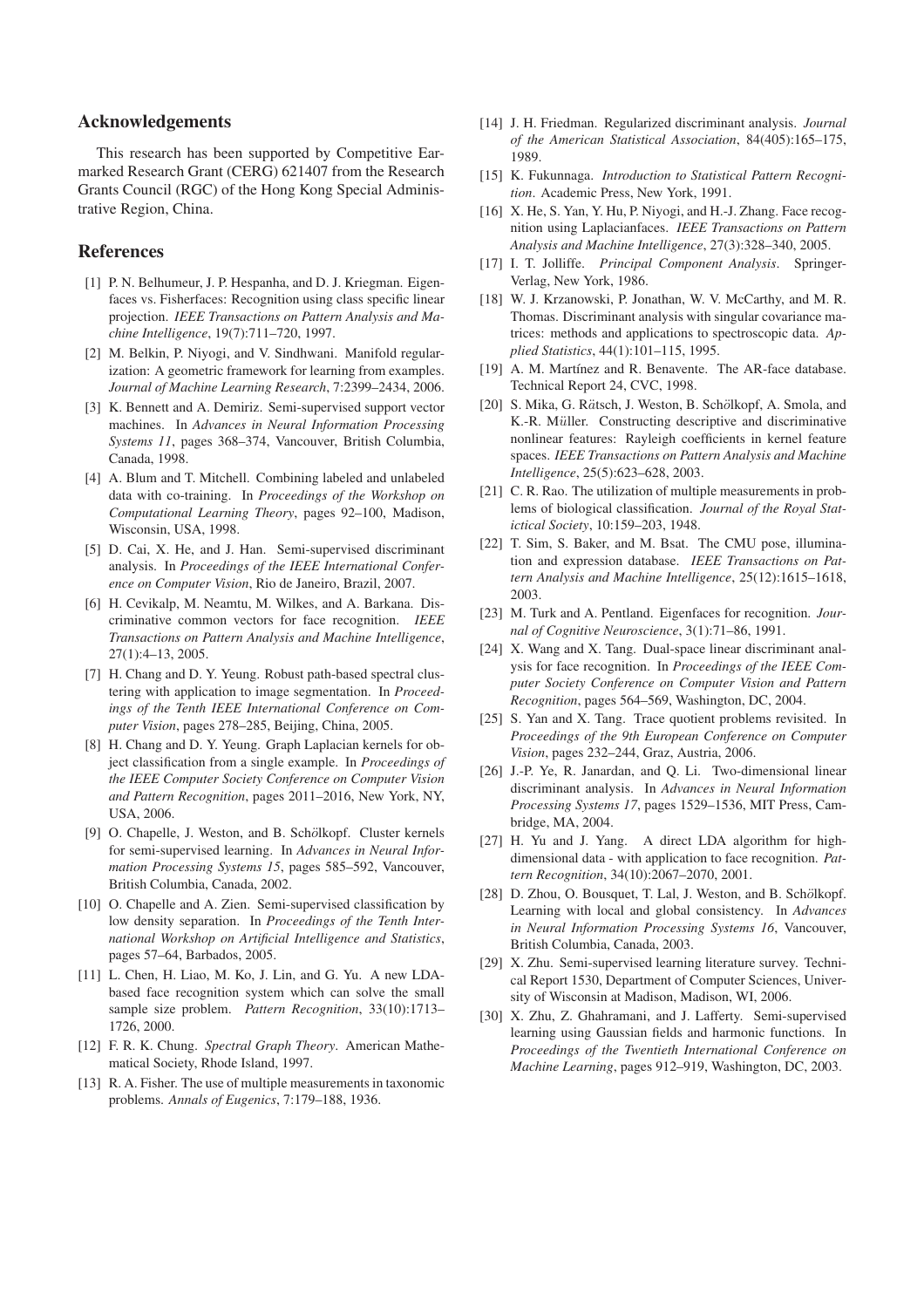## Acknowledgements

This research has been supported by Competitive Earmarked Research Grant (CERG) 621407 from the Research Grants Council (RGC) of the Hong Kong Special Administrative Region, China.

## References

[1] P. N. Belhumeur, J. P. Hespanha, and D. J. Kriegman. Eigenfaces vs. Fisherfaces: Recognition using class specific linear projection. *IEEE Transactions on Pattern Analysis and Machine Intelligence*, 19(7):711–720, 1997.

[2] M. Belkin, P. Niyogi, and V. Sindhwani. Manifold regularization: A geometric framework for learning from examples. *Journal of Machine Learning Research*, 7:2399–2434, 2006.

[3] K. Bennett and A. Demiriz. Semi-supervised support vector machines. In *Advances in Neural Information Processing Systems 11*, pages 368–374, Vancouver, British Columbia, Canada, 1998.

[4] A. Blum and T. Mitchell. Combining labeled and unlabeled data with co-training. In *Proceedings of the Workshop on Computational Learning Theory*, pages 92–100, Madison, Wisconsin, USA, 1998.

[5] D. Cai, X. He, and J. Han. Semi-supervised discriminant analysis. In *Proceedings of the IEEE International Conference on Computer Vision*, Rio de Janeiro, Brazil, 2007.

[6] H. Cevikalp, M. Neamtu, M. Wilkes, and A. Barkana. Discriminative common vectors for face recognition. *IEEE Transactions on Pattern Analysis and Machine Intelligence*, 27(1):4–13, 2005.

[7] H. Chang and D. Y. Yeung. Robust path-based spectral clustering with application to image segmentation. In *Proceedings of the Tenth IEEE International Conference on Computer Vision*, pages 278–285, Beijing, China, 2005.

[8] H. Chang and D. Y. Yeung. Graph Laplacian kernels for object classification from a single example. In *Proceedings of the IEEE Computer Society Conference on Computer Vision and Pattern Recognition*, pages 2011–2016, New York, NY, USA, 2006.

[9] O. Chapelle, J. Weston, and B. Schölkopf. Cluster kernels for semi-supervised learning. In *Advances in Neural Information Processing Systems 15*, pages 585–592, Vancouver, British Columbia, Canada, 2002.

[10] O. Chapelle and A. Zien. Semi-supervised classification by low density separation. In *Proceedings of the Tenth International Workshop on Artificial Intelligence and Statistics*, pages 57–64, Barbados, 2005.

[11] L. Chen, H. Liao, M. Ko, J. Lin, and G. Yu. A new LDA-based face recognition system which can solve the small sample size problem. *Pattern Recognition*, 33(10):1713–1726, 2000.

[12] F. R. K. Chung. *Spectral Graph Theory*. American Mathematical Society, Rhode Island, 1997.

[13] R. A. Fisher. The use of multiple measurements in taxonomic problems. *Annals of Eugenics*, 7:179–188, 1936.

[14] J. H. Friedman. Regularized discriminant analysis. *Journal of the American Statistical Association*, 84(405):165–175, 1989.

[15] K. Fukunnaga. *Introduction to Statistical Pattern Recognition*. Academic Press, New York, 1991.

[16] X. He, S. Yan, Y. Hu, P. Niyogi, and H.-J. Zhang. Face recognition using Laplacianfaces. *IEEE Transactions on Pattern Analysis and Machine Intelligence*, 27(3):328–340, 2005.

[17] I. T. Jolliffe. *Principal Component Analysis*. Springer-Verlag, New York, 1986.

[18] W. J. Krzanowski, P. Jonathan, W. V. McCarthy, and M. R. Thomas. Discriminant analysis with singular covariance matrices: methods and applications to spectroscopic data. *Applied Statistics*, 44(1):101–115, 1995.

[19] A. M. Martínez and R. Benavente. The AR-face database. Technical Report 24, CVC, 1998.

[20] S. Mika, G. Rätsch, J. Weston, B. Schölkopf, A. Smola, and K.-R. Müller. Constructing descriptive and discriminative nonlinear features: Rayleigh coefficients in kernel feature spaces. *IEEE Transactions on Pattern Analysis and Machine Intelligence*, 25(5):623–628, 2003.

[21] C. R. Rao. The utilization of multiple measurements in problems of biological classification. *Journal of the Royal Statictical Society*, 10:159–203, 1948.

[22] T. Sim, S. Baker, and M. Bsat. The CMU pose, illumination and expression database. *IEEE Transactions on Pattern Analysis and Machine Intelligence*, 25(12):1615–1618, 2003.

[23] M. Turk and A. Pentland. Eigenfaces for recognition. *Journal of Cognitive Neuroscience*, 3(1):71–86, 1991.

[24] X. Wang and X. Tang. Dual-space linear discriminant analysis for face recognition. In *Proceedings of the IEEE Computer Society Conference on Computer Vision and Pattern Recognition*, pages 564–569, Washington, DC, 2004.

[25] S. Yan and X. Tang. Trace quotient problems revisited. In *Proceedings of the 9th European Conference on Computer Vision*, pages 232–244, Graz, Austria, 2006.

[26] J.-P. Ye, R. Janardan, and Q. Li. Two-dimensional linear discriminant analysis. In *Advances in Neural Information Processing Systems 17*, pages 1529–1536, MIT Press, Cambridge, MA, 2004.

[27] H. Yu and J. Yang. A direct LDA algorithm for high-dimensional data - with application to face recognition. *Pattern Recognition*, 34(10):2067–2070, 2001.

[28] D. Zhou, O. Bousquet, T. Lal, J. Weston, and B. Schölkopf. Learning with local and global consistency. In *Advances in Neural Information Processing Systems 16*, Vancouver, British Columbia, Canada, 2003.

[29] X. Zhu. Semi-supervised learning literature survey. Technical Report 1530, Department of Computer Sciences, University of Wisconsin at Madison, Madison, WI, 2006.

[30] X. Zhu, Z. Ghahramani, and J. Lafferty. Semi-supervised learning using Gaussian fields and harmonic functions. In *Proceedings of the Twentieth International Conference on Machine Learning*, pages 912–919, Washington, DC, 2003.